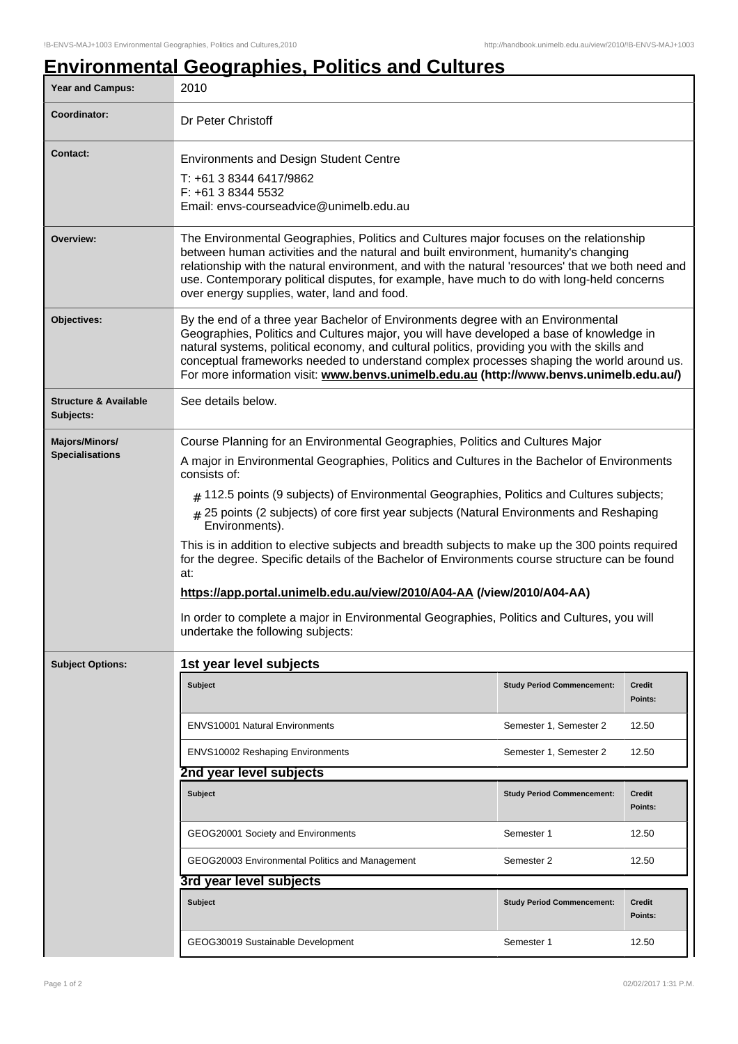# Environmental Geographies, Politics and Cultures

| | |
|---|---|
| **Year and Campus:** | 2010 |
| **Coordinator:** | Dr Peter Christoff |
| **Contact:** | Environments and Design Student Centre<br>T: +61 3 8344 6417/9862<br>F: +61 3 8344 5532<br>Email: envs-courseadvice@unimelb.edu.au |
| **Overview:** | The Environmental Geographies, Politics and Cultures major focuses on the relationship between human activities and the natural and built environment, humanity's changing relationship with the natural environment, and with the natural 'resources' that we both need and use. Contemporary political disputes, for example, have much to do with long-held concerns over energy supplies, water, land and food. |
| **Objectives:** | By the end of a three year Bachelor of Environments degree with an Environmental Geographies, Politics and Cultures major, you will have developed a base of knowledge in natural systems, political economy, and cultural politics, providing you with the skills and conceptual frameworks needed to understand complex processes shaping the world around us. For more information visit: **www.benvs.unimelb.edu.au (http://www.benvs.unimelb.edu.au/)** |
| **Structure & Available Subjects:** | See details below. |
| **Majors/Minors/ Specialisations** | Course Planning for an Environmental Geographies, Politics and Cultures Major<br>A major in Environmental Geographies, Politics and Cultures in the Bachelor of Environments consists of:<br># 112.5 points (9 subjects) of Environmental Geographies, Politics and Cultures subjects;<br># 25 points (2 subjects) of core first year subjects (Natural Environments and Reshaping Environments).<br>This is in addition to elective subjects and breadth subjects to make up the 300 points required for the degree. Specific details of the Bachelor of Environments course structure can be found at:<br>**https://app.portal.unimelb.edu.au/view/2010/A04-AA (/view/2010/A04-AA)**<br>In order to complete a major in Environmental Geographies, Politics and Cultures, you will undertake the following subjects: |

**Subject Options:**

### 1st year level subjects

| Subject | Study Period Commencement: | Credit Points: |
|---|---|---|
| ENVS10001 Natural Environments | Semester 1, Semester 2 | 12.50 |
| ENVS10002 Reshaping Environments | Semester 1, Semester 2 | 12.50 |

### 2nd year level subjects

| Subject | Study Period Commencement: | Credit Points: |
|---|---|---|
| GEOG20001 Society and Environments | Semester 1 | 12.50 |
| GEOG20003 Environmental Politics and Management | Semester 2 | 12.50 |

### 3rd year level subjects

| Subject | Study Period Commencement: | Credit Points: |
|---|---|---|
| GEOG30019 Sustainable Development | Semester 1 | 12.50 |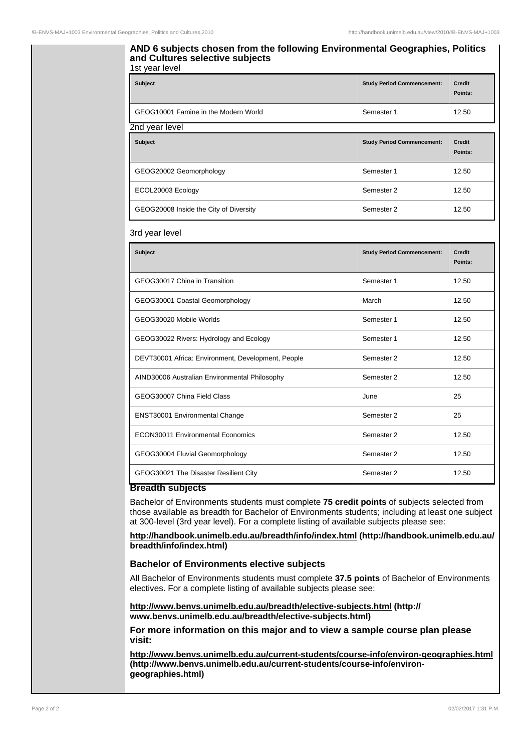### AND 6 subjects chosen from the following Environmental Geographies, Politics and Cultures selective subjects

1st year level

| Subject | Study Period Commencement: | Credit Points: |
|---|---|---|
| GEOG10001 Famine in the Modern World | Semester 1 | 12.50 |

2nd year level

| Subject | Study Period Commencement: | Credit Points: |
|---|---|---|
| GEOG20002 Geomorphology | Semester 1 | 12.50 |
| ECOL20003 Ecology | Semester 2 | 12.50 |
| GEOG20008 Inside the City of Diversity | Semester 2 | 12.50 |

3rd year level

| Subject | Study Period Commencement: | Credit Points: |
|---|---|---|
| GEOG30017 China in Transition | Semester 1 | 12.50 |
| GEOG30001 Coastal Geomorphology | March | 12.50 |
| GEOG30020 Mobile Worlds | Semester 1 | 12.50 |
| GEOG30022 Rivers: Hydrology and Ecology | Semester 1 | 12.50 |
| DEVT30001 Africa: Environment, Development, People | Semester 2 | 12.50 |
| AIND30006 Australian Environmental Philosophy | Semester 2 | 12.50 |
| GEOG30007 China Field Class | June | 25 |
| ENST30001 Environmental Change | Semester 2 | 25 |
| ECON30011 Environmental Economics | Semester 2 | 12.50 |
| GEOG30004 Fluvial Geomorphology | Semester 2 | 12.50 |
| GEOG30021 The Disaster Resilient City | Semester 2 | 12.50 |

### Breadth subjects

Bachelor of Environments students must complete **75 credit points** of subjects selected from those available as breadth for Bachelor of Environments students; including at least one subject at 300-level (3rd year level). For a complete listing of available subjects please see:

**http://handbook.unimelb.edu.au/breadth/info/index.html (http://handbook.unimelb.edu.au/breadth/info/index.html)**

### Bachelor of Environments elective subjects

All Bachelor of Environments students must complete **37.5 points** of Bachelor of Environments electives. For a complete listing of available subjects please see:

**http://www.benvs.unimelb.edu.au/breadth/elective-subjects.html (http://www.benvs.unimelb.edu.au/breadth/elective-subjects.html)**

**For more information on this major and to view a sample course plan please visit:**

**http://www.benvs.unimelb.edu.au/current-students/course-info/environ-geographies.html (http://www.benvs.unimelb.edu.au/current-students/course-info/environ-geographies.html)**